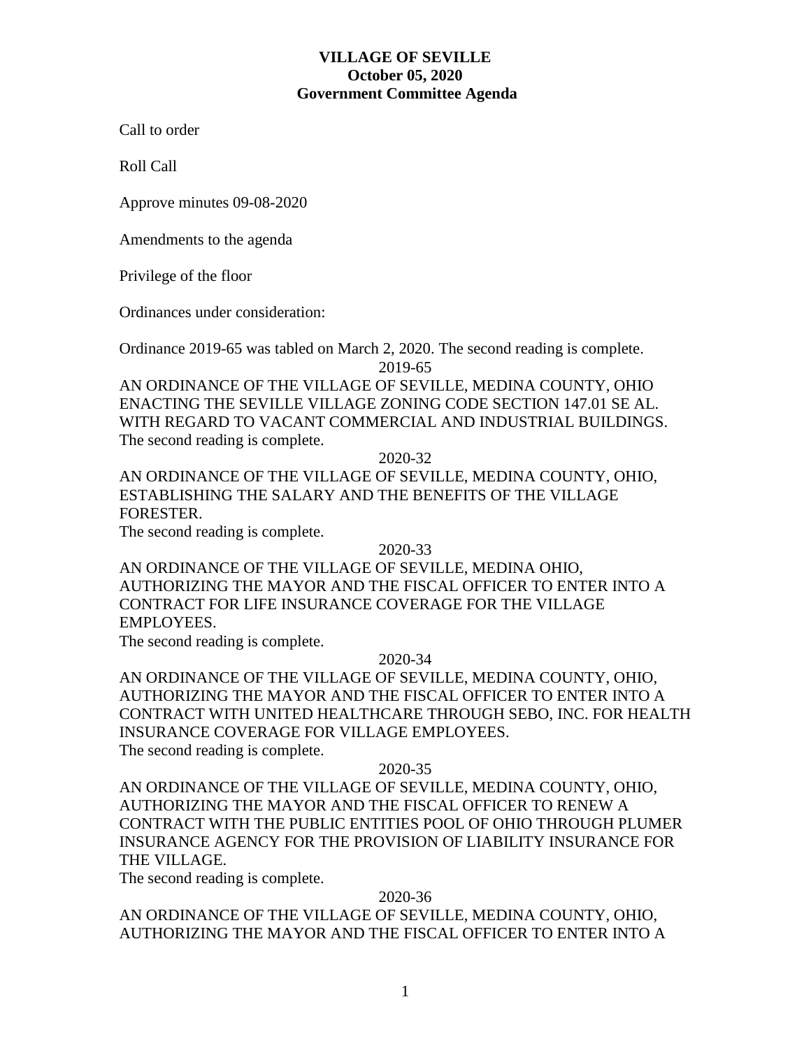# VILLAGE OF SEVILLE
## October 05, 2020
## Government Committee Agenda

Call to order

Roll Call

Approve minutes 09-08-2020

Amendments to the agenda

Privilege of the floor

Ordinances under consideration:

Ordinance 2019-65 was tabled on March 2, 2020. The second reading is complete.

2019-65

AN ORDINANCE OF THE VILLAGE OF SEVILLE, MEDINA COUNTY, OHIO ENACTING THE SEVILLE VILLAGE ZONING CODE SECTION 147.01 SE AL. WITH REGARD TO VACANT COMMERCIAL AND INDUSTRIAL BUILDINGS.

The second reading is complete.

2020-32

AN ORDINANCE OF THE VILLAGE OF SEVILLE, MEDINA COUNTY, OHIO, ESTABLISHING THE SALARY AND THE BENEFITS OF THE VILLAGE FORESTER.

The second reading is complete.

2020-33

AN ORDINANCE OF THE VILLAGE OF SEVILLE, MEDINA OHIO, AUTHORIZING THE MAYOR AND THE FISCAL OFFICER TO ENTER INTO A CONTRACT FOR LIFE INSURANCE COVERAGE FOR THE VILLAGE EMPLOYEES.

The second reading is complete.

2020-34

AN ORDINANCE OF THE VILLAGE OF SEVILLE, MEDINA COUNTY, OHIO, AUTHORIZING THE MAYOR AND THE FISCAL OFFICER TO ENTER INTO A CONTRACT WITH UNITED HEALTHCARE THROUGH SEBO, INC. FOR HEALTH INSURANCE COVERAGE FOR VILLAGE EMPLOYEES.

The second reading is complete.

2020-35

AN ORDINANCE OF THE VILLAGE OF SEVILLE, MEDINA COUNTY, OHIO, AUTHORIZING THE MAYOR AND THE FISCAL OFFICER TO RENEW A CONTRACT WITH THE PUBLIC ENTITIES POOL OF OHIO THROUGH PLUMER INSURANCE AGENCY FOR THE PROVISION OF LIABILITY INSURANCE FOR THE VILLAGE.

The second reading is complete.

2020-36

AN ORDINANCE OF THE VILLAGE OF SEVILLE, MEDINA COUNTY, OHIO, AUTHORIZING THE MAYOR AND THE FISCAL OFFICER TO ENTER INTO A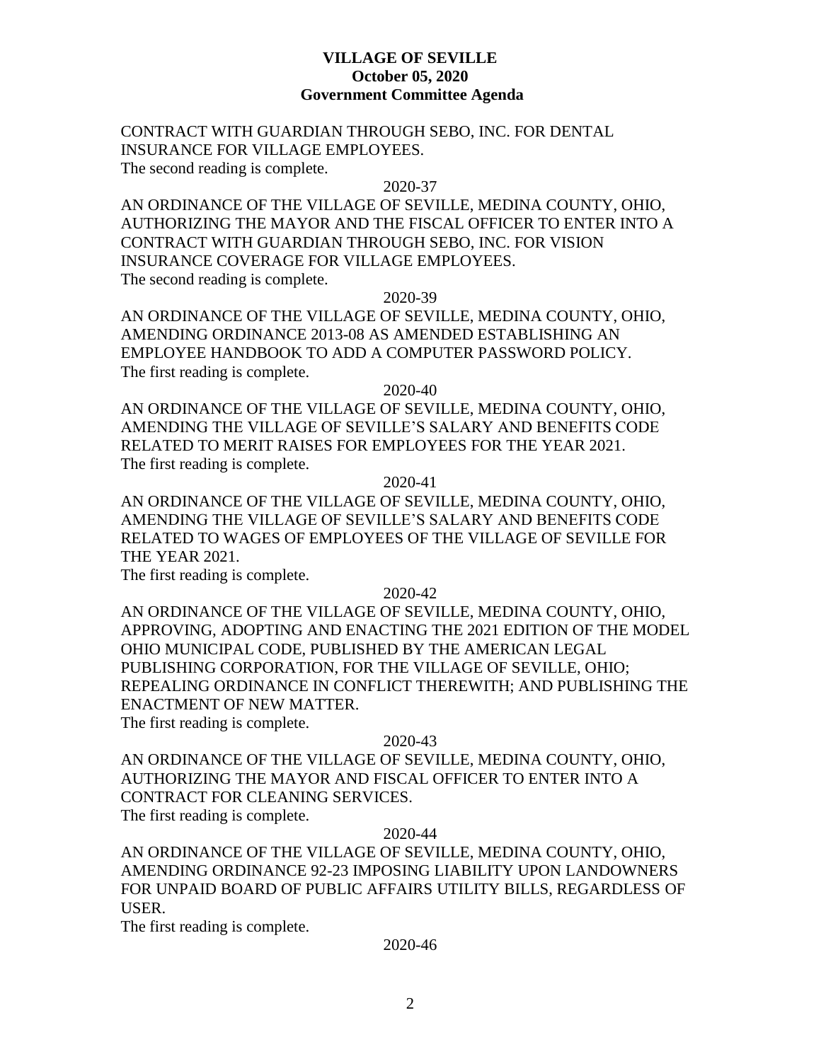CONTRACT WITH GUARDIAN THROUGH SEBO, INC. FOR DENTAL INSURANCE FOR VILLAGE EMPLOYEES.
The second reading is complete.

2020-37

AN ORDINANCE OF THE VILLAGE OF SEVILLE, MEDINA COUNTY, OHIO, AUTHORIZING THE MAYOR AND THE FISCAL OFFICER TO ENTER INTO A CONTRACT WITH GUARDIAN THROUGH SEBO, INC. FOR VISION INSURANCE COVERAGE FOR VILLAGE EMPLOYEES.
The second reading is complete.

2020-39

AN ORDINANCE OF THE VILLAGE OF SEVILLE, MEDINA COUNTY, OHIO, AMENDING ORDINANCE 2013-08 AS AMENDED ESTABLISHING AN EMPLOYEE HANDBOOK TO ADD A COMPUTER PASSWORD POLICY.
The first reading is complete.

2020-40

AN ORDINANCE OF THE VILLAGE OF SEVILLE, MEDINA COUNTY, OHIO, AMENDING THE VILLAGE OF SEVILLE'S SALARY AND BENEFITS CODE RELATED TO MERIT RAISES FOR EMPLOYEES FOR THE YEAR 2021.
The first reading is complete.

2020-41

AN ORDINANCE OF THE VILLAGE OF SEVILLE, MEDINA COUNTY, OHIO, AMENDING THE VILLAGE OF SEVILLE'S SALARY AND BENEFITS CODE RELATED TO WAGES OF EMPLOYEES OF THE VILLAGE OF SEVILLE FOR THE YEAR 2021.
The first reading is complete.

2020-42

AN ORDINANCE OF THE VILLAGE OF SEVILLE, MEDINA COUNTY, OHIO, APPROVING, ADOPTING AND ENACTING THE 2021 EDITION OF THE MODEL OHIO MUNICIPAL CODE, PUBLISHED BY THE AMERICAN LEGAL PUBLISHING CORPORATION, FOR THE VILLAGE OF SEVILLE, OHIO; REPEALING ORDINANCE IN CONFLICT THEREWITH; AND PUBLISHING THE ENACTMENT OF NEW MATTER.
The first reading is complete.

2020-43

AN ORDINANCE OF THE VILLAGE OF SEVILLE, MEDINA COUNTY, OHIO, AUTHORIZING THE MAYOR AND FISCAL OFFICER TO ENTER INTO A CONTRACT FOR CLEANING SERVICES.
The first reading is complete.

2020-44

AN ORDINANCE OF THE VILLAGE OF SEVILLE, MEDINA COUNTY, OHIO, AMENDING ORDINANCE 92-23 IMPOSING LIABILITY UPON LANDOWNERS FOR UNPAID BOARD OF PUBLIC AFFAIRS UTILITY BILLS, REGARDLESS OF USER.
The first reading is complete.

2020-46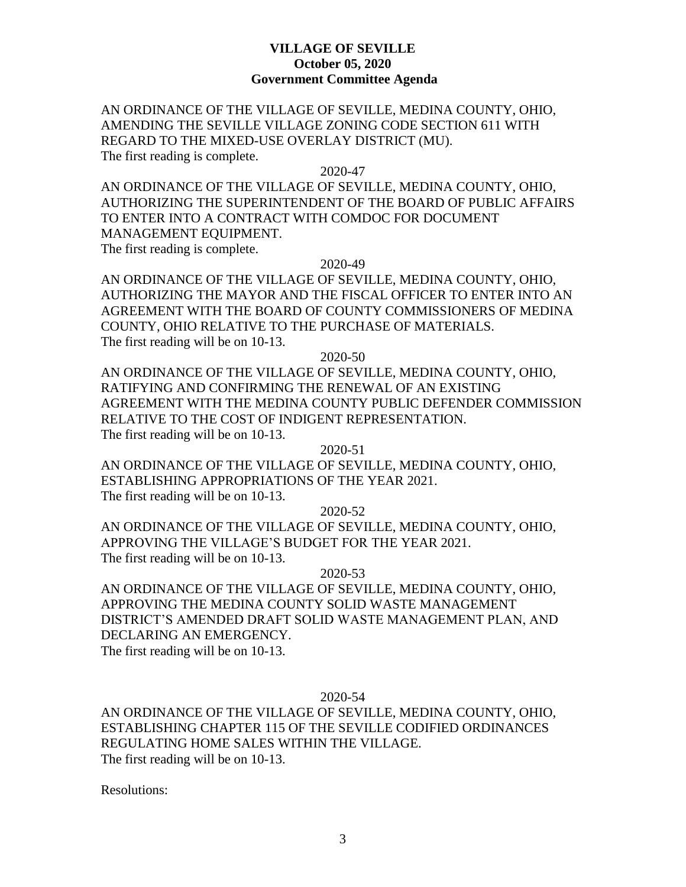**VILLAGE OF SEVILLE**
**October 05, 2020**
**Government Committee Agenda**

AN ORDINANCE OF THE VILLAGE OF SEVILLE, MEDINA COUNTY, OHIO, AMENDING THE SEVILLE VILLAGE ZONING CODE SECTION 611 WITH REGARD TO THE MIXED-USE OVERLAY DISTRICT (MU).
The first reading is complete.

2020-47

AN ORDINANCE OF THE VILLAGE OF SEVILLE, MEDINA COUNTY, OHIO, AUTHORIZING THE SUPERINTENDENT OF THE BOARD OF PUBLIC AFFAIRS TO ENTER INTO A CONTRACT WITH COMDOC FOR DOCUMENT MANAGEMENT EQUIPMENT.
The first reading is complete.

2020-49

AN ORDINANCE OF THE VILLAGE OF SEVILLE, MEDINA COUNTY, OHIO, AUTHORIZING THE MAYOR AND THE FISCAL OFFICER TO ENTER INTO AN AGREEMENT WITH THE BOARD OF COUNTY COMMISSIONERS OF MEDINA COUNTY, OHIO RELATIVE TO THE PURCHASE OF MATERIALS.
The first reading will be on 10-13.

2020-50

AN ORDINANCE OF THE VILLAGE OF SEVILLE, MEDINA COUNTY, OHIO, RATIFYING AND CONFIRMING THE RENEWAL OF AN EXISTING AGREEMENT WITH THE MEDINA COUNTY PUBLIC DEFENDER COMMISSION RELATIVE TO THE COST OF INDIGENT REPRESENTATION.
The first reading will be on 10-13.

2020-51

AN ORDINANCE OF THE VILLAGE OF SEVILLE, MEDINA COUNTY, OHIO, ESTABLISHING APPROPRIATIONS OF THE YEAR 2021.
The first reading will be on 10-13.

2020-52

AN ORDINANCE OF THE VILLAGE OF SEVILLE, MEDINA COUNTY, OHIO, APPROVING THE VILLAGE'S BUDGET FOR THE YEAR 2021.
The first reading will be on 10-13.

2020-53

AN ORDINANCE OF THE VILLAGE OF SEVILLE, MEDINA COUNTY, OHIO, APPROVING THE MEDINA COUNTY SOLID WASTE MANAGEMENT DISTRICT'S AMENDED DRAFT SOLID WASTE MANAGEMENT PLAN, AND DECLARING AN EMERGENCY.
The first reading will be on 10-13.

2020-54

AN ORDINANCE OF THE VILLAGE OF SEVILLE, MEDINA COUNTY, OHIO, ESTABLISHING CHAPTER 115 OF THE SEVILLE CODIFIED ORDINANCES REGULATING HOME SALES WITHIN THE VILLAGE.
The first reading will be on 10-13.

Resolutions: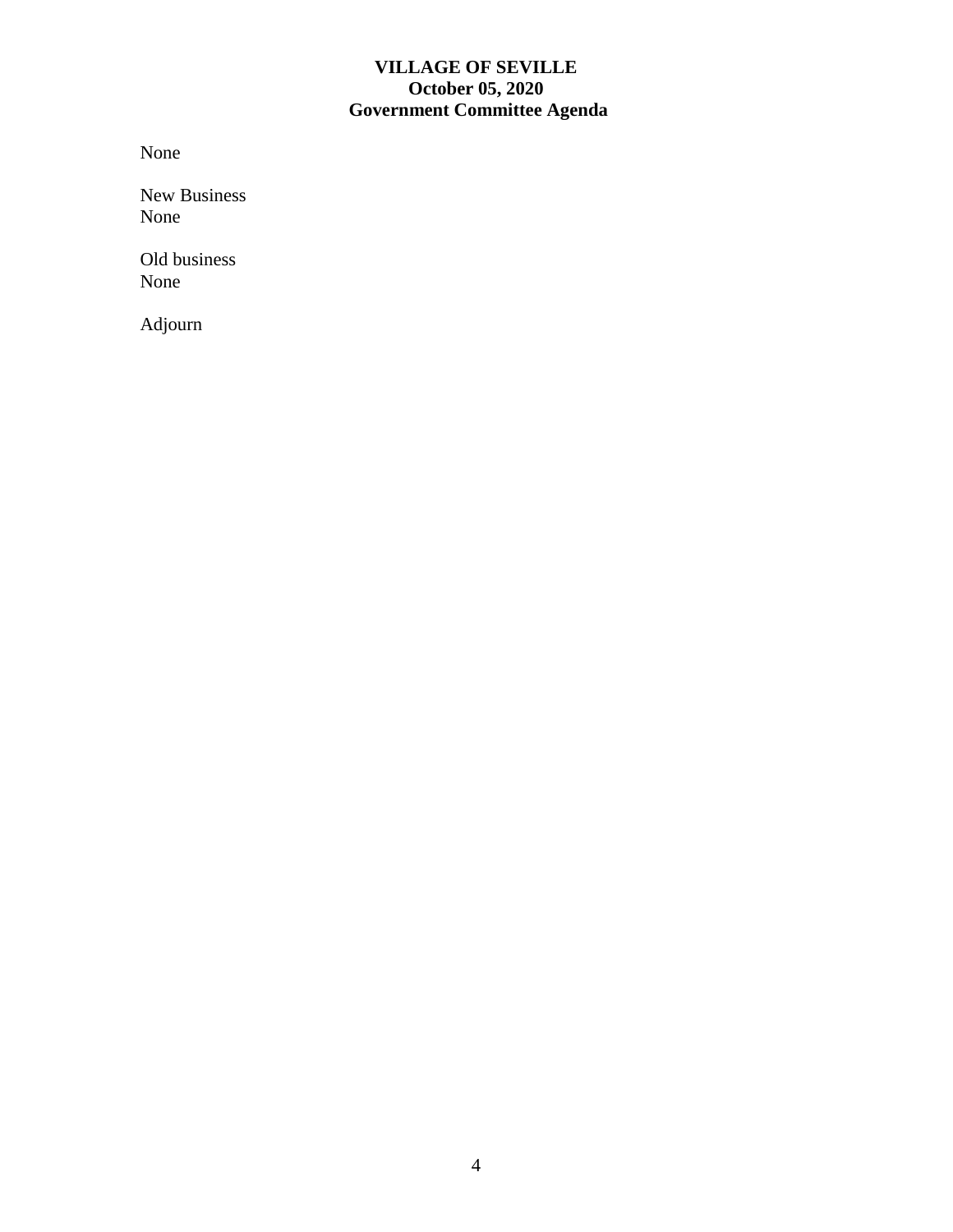**VILLAGE OF SEVILLE**
**October 05, 2020**
**Government Committee Agenda**

None

New Business
None

Old business
None

Adjourn